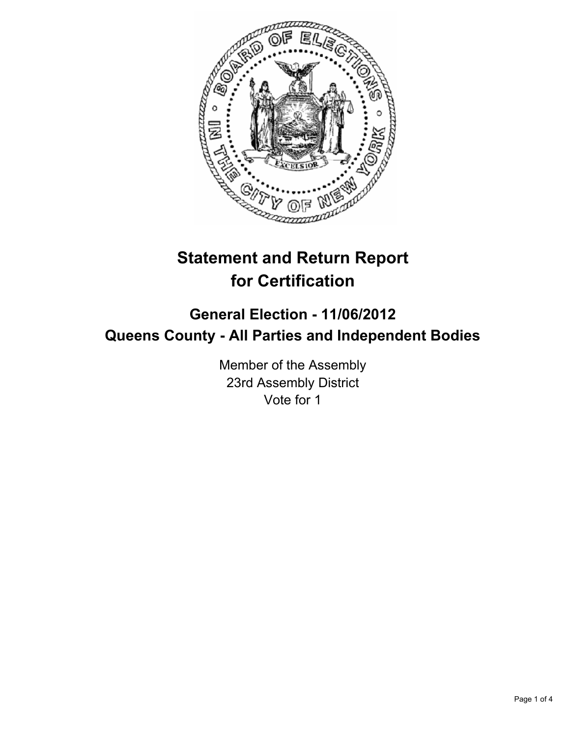# Statement and Return Report for Certification

## General Election - 11/06/2012
## Queens County - All Parties and Independent Bodies

Member of the Assembly
23rd Assembly District
Vote for 1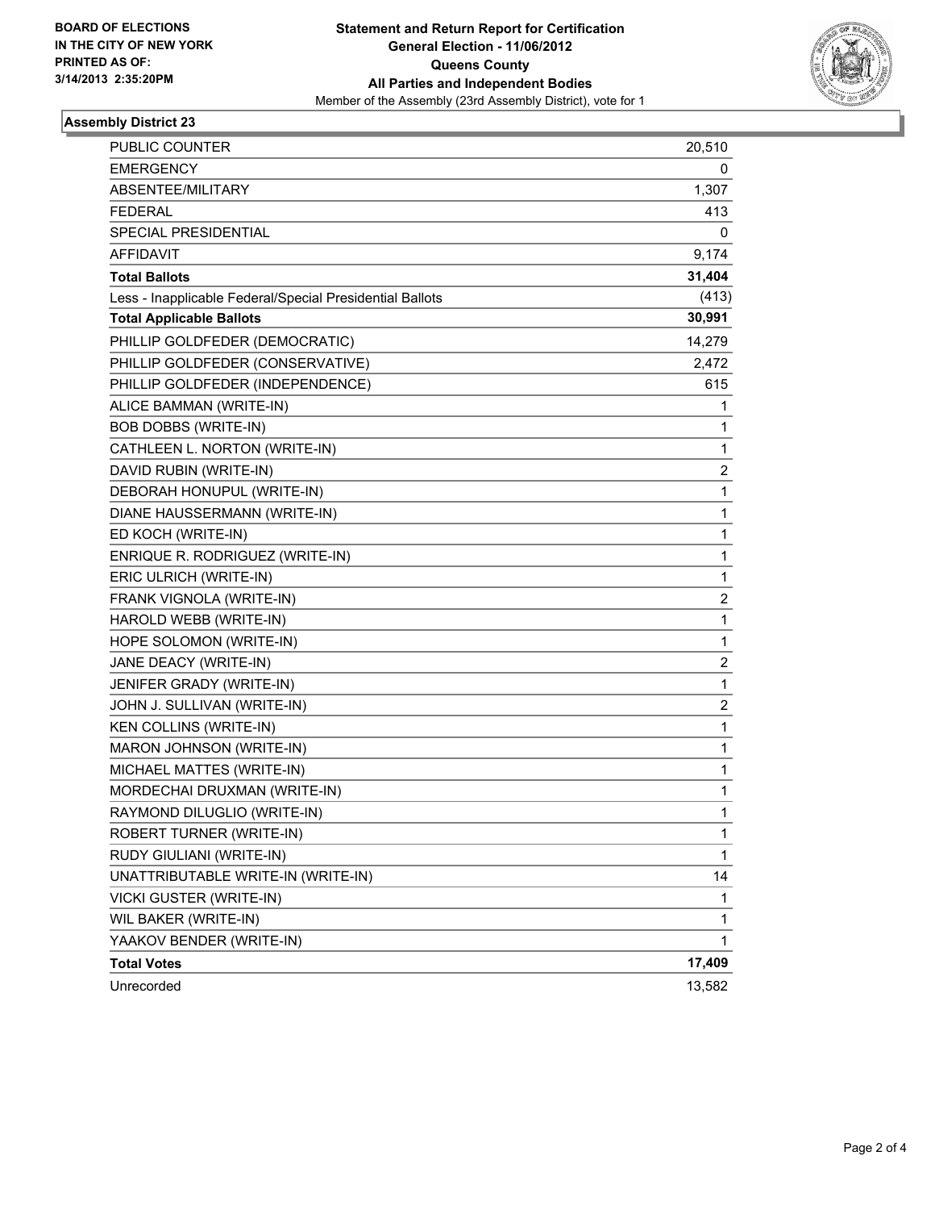**BOARD OF ELECTIONS IN THE CITY OF NEW YORK PRINTED AS OF: 3/14/2013 2:35:20PM**

**Statement and Return Report for Certification**
**General Election - 11/06/2012**
**Queens County**
**All Parties and Independent Bodies**
Member of the Assembly (23rd Assembly District), vote for 1

## Assembly District 23

| | |
|---|---|
| PUBLIC COUNTER | 20,510 |
| EMERGENCY | 0 |
| ABSENTEE/MILITARY | 1,307 |
| FEDERAL | 413 |
| SPECIAL PRESIDENTIAL | 0 |
| AFFIDAVIT | 9,174 |
| **Total Ballots** | **31,404** |
| Less - Inapplicable Federal/Special Presidential Ballots | (413) |
| **Total Applicable Ballots** | **30,991** |
| PHILLIP GOLDFEDER (DEMOCRATIC) | 14,279 |
| PHILLIP GOLDFEDER (CONSERVATIVE) | 2,472 |
| PHILLIP GOLDFEDER (INDEPENDENCE) | 615 |
| ALICE BAMMAN (WRITE-IN) | 1 |
| BOB DOBBS (WRITE-IN) | 1 |
| CATHLEEN L. NORTON (WRITE-IN) | 1 |
| DAVID RUBIN (WRITE-IN) | 2 |
| DEBORAH HONUPUL (WRITE-IN) | 1 |
| DIANE HAUSSERMANN (WRITE-IN) | 1 |
| ED KOCH (WRITE-IN) | 1 |
| ENRIQUE R. RODRIGUEZ (WRITE-IN) | 1 |
| ERIC ULRICH (WRITE-IN) | 1 |
| FRANK VIGNOLA (WRITE-IN) | 2 |
| HAROLD WEBB (WRITE-IN) | 1 |
| HOPE SOLOMON (WRITE-IN) | 1 |
| JANE DEACY (WRITE-IN) | 2 |
| JENIFER GRADY (WRITE-IN) | 1 |
| JOHN J. SULLIVAN (WRITE-IN) | 2 |
| KEN COLLINS (WRITE-IN) | 1 |
| MARON JOHNSON (WRITE-IN) | 1 |
| MICHAEL MATTES (WRITE-IN) | 1 |
| MORDECHAI DRUXMAN (WRITE-IN) | 1 |
| RAYMOND DILUGLIO (WRITE-IN) | 1 |
| ROBERT TURNER (WRITE-IN) | 1 |
| RUDY GIULIANI (WRITE-IN) | 1 |
| UNATTRIBUTABLE WRITE-IN (WRITE-IN) | 14 |
| VICKI GUSTER (WRITE-IN) | 1 |
| WIL BAKER (WRITE-IN) | 1 |
| YAAKOV BENDER (WRITE-IN) | 1 |
| **Total Votes** | **17,409** |
| Unrecorded | 13,582 |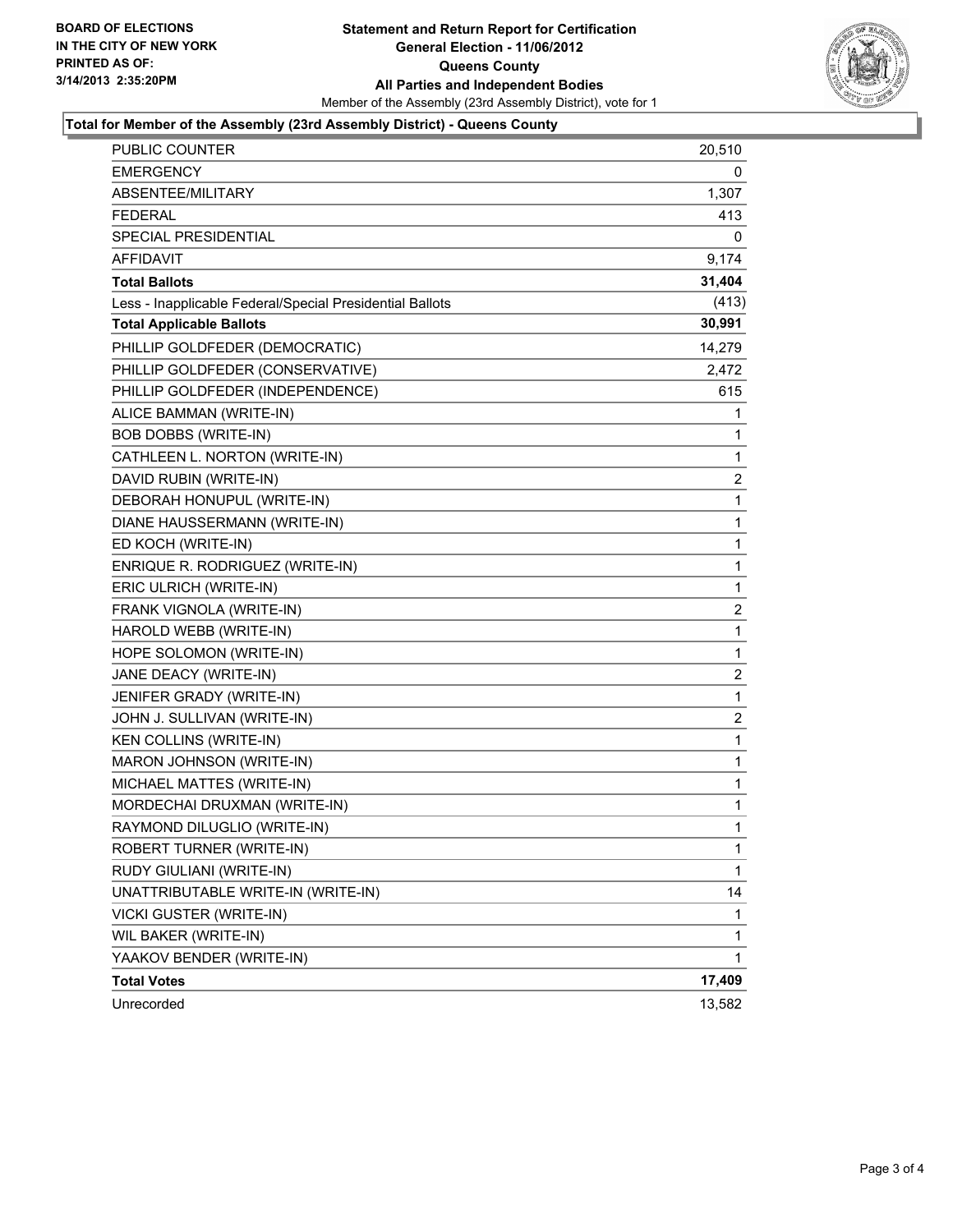**BOARD OF ELECTIONS**
**IN THE CITY OF NEW YORK**
**PRINTED AS OF:**
**3/14/2013 2:35:20PM**

# Statement and Return Report for Certification
## General Election - 11/06/2012
## Queens County
## All Parties and Independent Bodies

Member of the Assembly (23rd Assembly District), vote for 1

### Total for Member of the Assembly (23rd Assembly District) - Queens County

| | |
|---|---|
| PUBLIC COUNTER | 20,510 |
| EMERGENCY | 0 |
| ABSENTEE/MILITARY | 1,307 |
| FEDERAL | 413 |
| SPECIAL PRESIDENTIAL | 0 |
| AFFIDAVIT | 9,174 |
| **Total Ballots** | **31,404** |
| Less - Inapplicable Federal/Special Presidential Ballots | (413) |
| **Total Applicable Ballots** | **30,991** |
| PHILLIP GOLDFEDER (DEMOCRATIC) | 14,279 |
| PHILLIP GOLDFEDER (CONSERVATIVE) | 2,472 |
| PHILLIP GOLDFEDER (INDEPENDENCE) | 615 |
| ALICE BAMMAN (WRITE-IN) | 1 |
| BOB DOBBS (WRITE-IN) | 1 |
| CATHLEEN L. NORTON (WRITE-IN) | 1 |
| DAVID RUBIN (WRITE-IN) | 2 |
| DEBORAH HONUPUL (WRITE-IN) | 1 |
| DIANE HAUSSERMANN (WRITE-IN) | 1 |
| ED KOCH (WRITE-IN) | 1 |
| ENRIQUE R. RODRIGUEZ (WRITE-IN) | 1 |
| ERIC ULRICH (WRITE-IN) | 1 |
| FRANK VIGNOLA (WRITE-IN) | 2 |
| HAROLD WEBB (WRITE-IN) | 1 |
| HOPE SOLOMON (WRITE-IN) | 1 |
| JANE DEACY (WRITE-IN) | 2 |
| JENIFER GRADY (WRITE-IN) | 1 |
| JOHN J. SULLIVAN (WRITE-IN) | 2 |
| KEN COLLINS (WRITE-IN) | 1 |
| MARON JOHNSON (WRITE-IN) | 1 |
| MICHAEL MATTES (WRITE-IN) | 1 |
| MORDECHAI DRUXMAN (WRITE-IN) | 1 |
| RAYMOND DILUGLIO (WRITE-IN) | 1 |
| ROBERT TURNER (WRITE-IN) | 1 |
| RUDY GIULIANI (WRITE-IN) | 1 |
| UNATTRIBUTABLE WRITE-IN (WRITE-IN) | 14 |
| VICKI GUSTER (WRITE-IN) | 1 |
| WIL BAKER (WRITE-IN) | 1 |
| YAAKOV BENDER (WRITE-IN) | 1 |
| **Total Votes** | **17,409** |
| Unrecorded | 13,582 |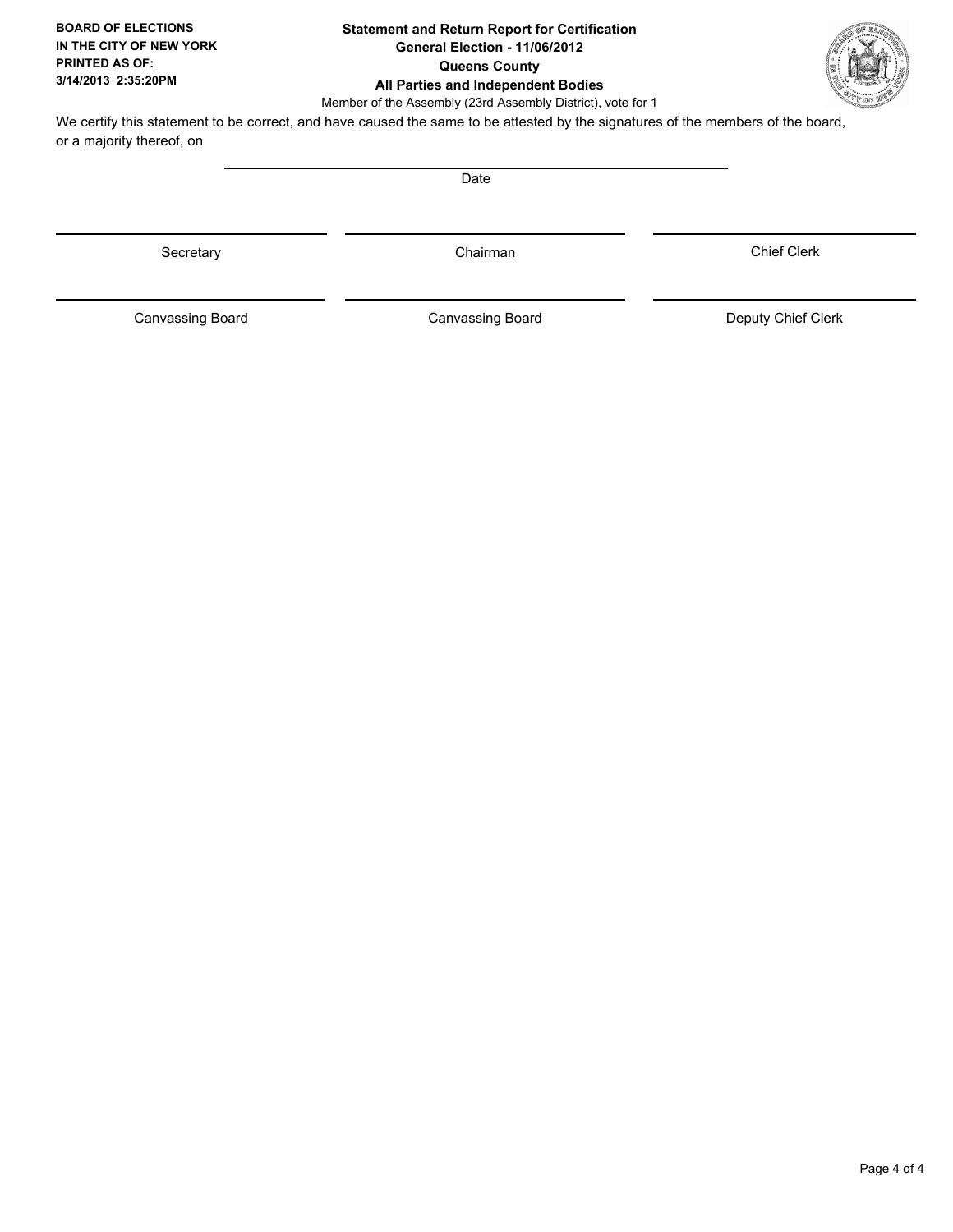**BOARD OF ELECTIONS IN THE CITY OF NEW YORK**
**PRINTED AS OF: 3/14/2013 2:35:20PM**

**Statement and Return Report for Certification**
**General Election - 11/06/2012**
**Queens County**
**All Parties and Independent Bodies**
Member of the Assembly (23rd Assembly District), vote for 1

We certify this statement to be correct, and have caused the same to be attested by the signatures of the members of the board, or a majority thereof, on

Date

| | | |
|---|---|---|
| Secretary | Chairman | Chief Clerk |
| Canvassing Board | Canvassing Board | Deputy Chief Clerk |